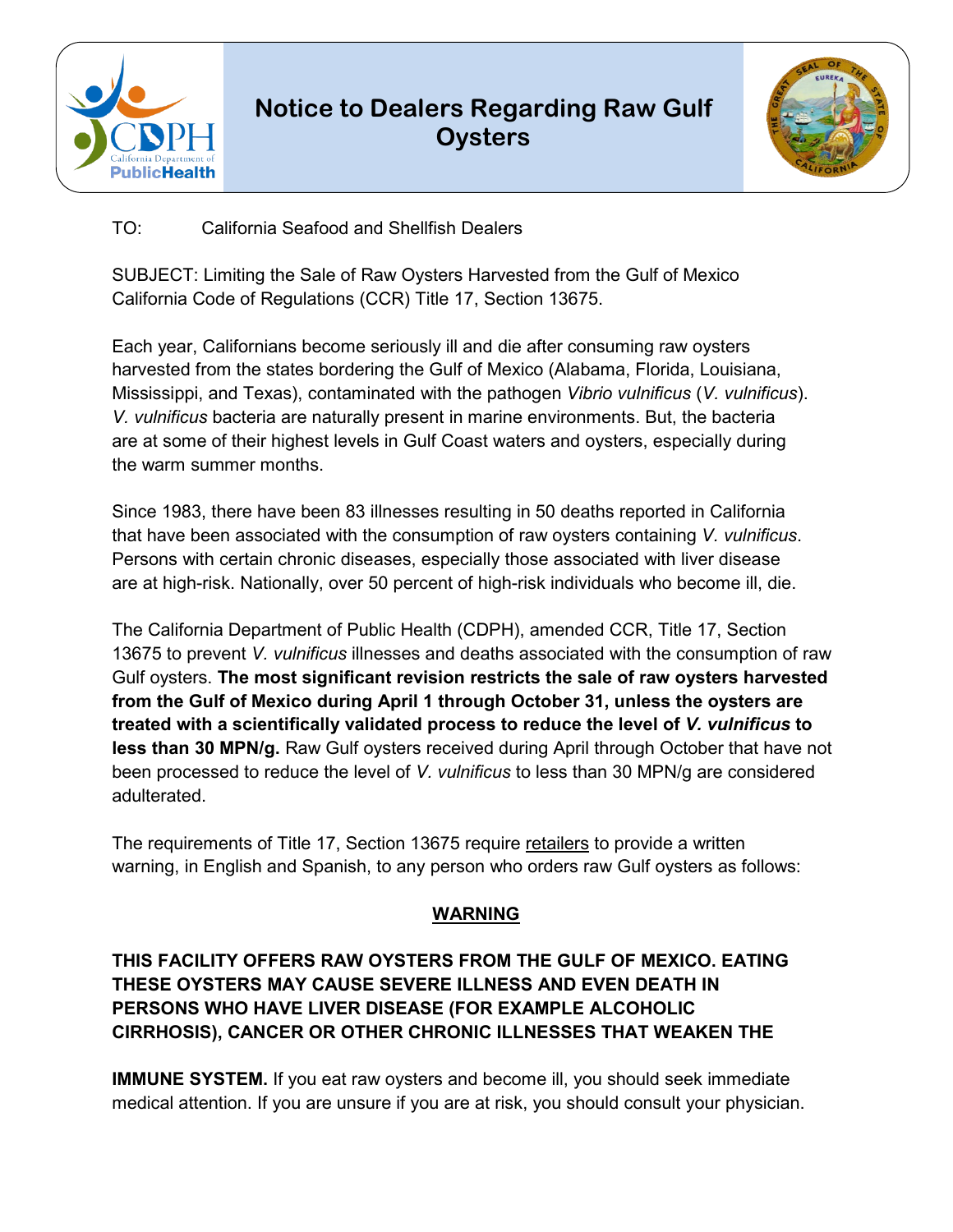# Notice to Dealers Regarding Raw Gulf Oysters

TO: California Seafood and Shellfish Dealers

SUBJECT: Limiting the Sale of Raw Oysters Harvested from the Gulf of Mexico California Code of Regulations (CCR) Title 17, Section 13675.

Each year, Californians become seriously ill and die after consuming raw oysters harvested from the states bordering the Gulf of Mexico (Alabama, Florida, Louisiana, Mississippi, and Texas), contaminated with the pathogen *Vibrio vulnificus* (*V. vulnificus*). *V. vulnificus* bacteria are naturally present in marine environments. But, the bacteria are at some of their highest levels in Gulf Coast waters and oysters, especially during the warm summer months.

Since 1983, there have been 83 illnesses resulting in 50 deaths reported in California that have been associated with the consumption of raw oysters containing *V. vulnificus*. Persons with certain chronic diseases, especially those associated with liver disease are at high-risk. Nationally, over 50 percent of high-risk individuals who become ill, die.

The California Department of Public Health (CDPH), amended CCR, Title 17, Section 13675 to prevent *V. vulnificus* illnesses and deaths associated with the consumption of raw Gulf oysters. **The most significant revision restricts the sale of raw oysters harvested from the Gulf of Mexico during April 1 through October 31, unless the oysters are treated with a scientifically validated process to reduce the level of *V. vulnificus* to less than 30 MPN/g.** Raw Gulf oysters received during April through October that have not been processed to reduce the level of *V. vulnificus* to less than 30 MPN/g are considered adulterated.

The requirements of Title 17, Section 13675 require <u>retailers</u> to provide a written warning, in English and Spanish, to any person who orders raw Gulf oysters as follows:

**<u>WARNING</u>**

**THIS FACILITY OFFERS RAW OYSTERS FROM THE GULF OF MEXICO. EATING THESE OYSTERS MAY CAUSE SEVERE ILLNESS AND EVEN DEATH IN PERSONS WHO HAVE LIVER DISEASE (FOR EXAMPLE ALCOHOLIC CIRRHOSIS), CANCER OR OTHER CHRONIC ILLNESSES THAT WEAKEN THE IMMUNE SYSTEM.** If you eat raw oysters and become ill, you should seek immediate medical attention. If you are unsure if you are at risk, you should consult your physician.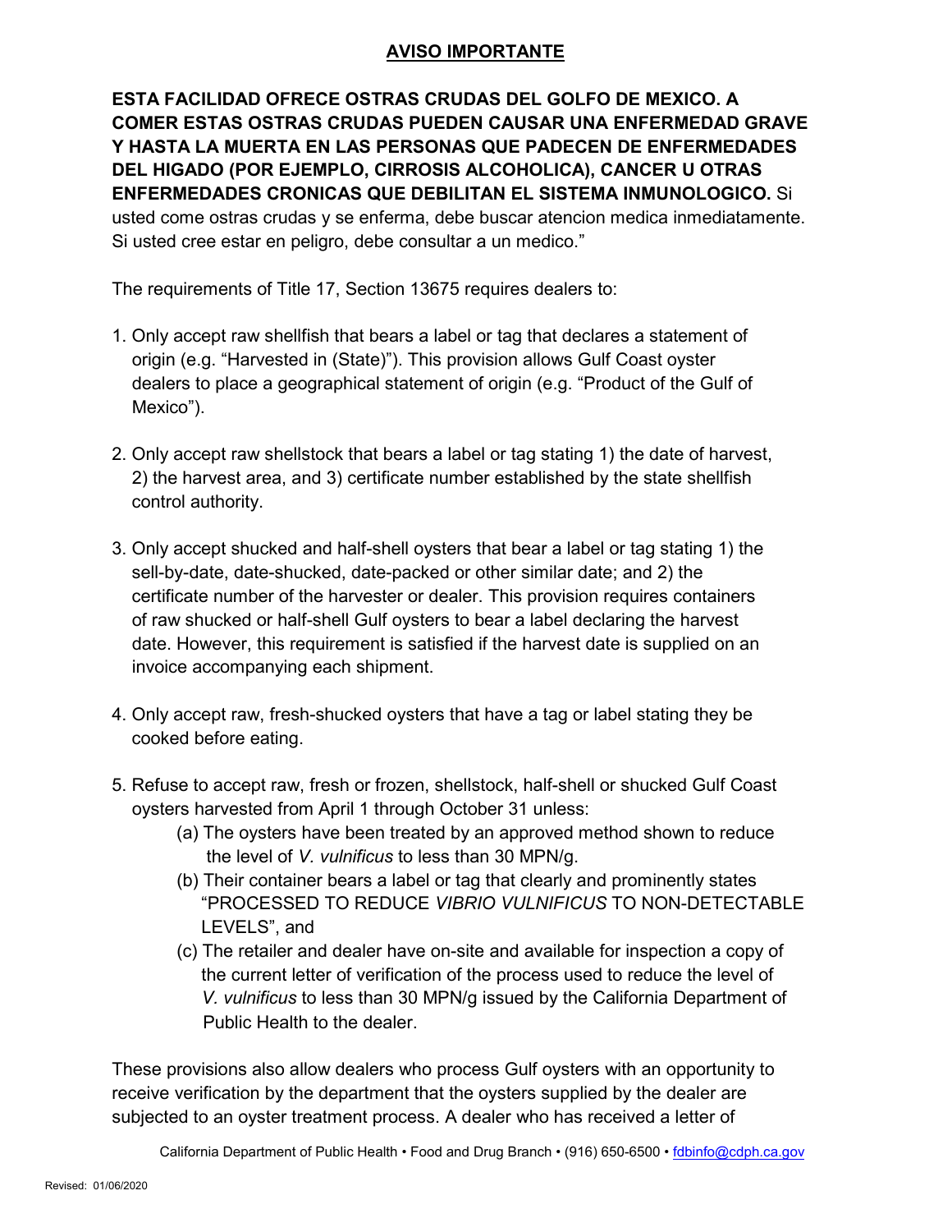## AVISO IMPORTANTE

**ESTA FACILIDAD OFRECE OSTRAS CRUDAS DEL GOLFO DE MEXICO. A COMER ESTAS OSTRAS CRUDAS PUEDEN CAUSAR UNA ENFERMEDAD GRAVE Y HASTA LA MUERTA EN LAS PERSONAS QUE PADECEN DE ENFERMEDADES DEL HIGADO (POR EJEMPLO, CIRROSIS ALCOHOLICA), CANCER U OTRAS ENFERMEDADES CRONICAS QUE DEBILITAN EL SISTEMA INMUNOLOGICO.** Si usted come ostras crudas y se enferma, debe buscar atencion medica inmediatamente. Si usted cree estar en peligro, debe consultar a un medico."

The requirements of Title 17, Section 13675 requires dealers to:

1. Only accept raw shellfish that bears a label or tag that declares a statement of origin (e.g. "Harvested in (State)"). This provision allows Gulf Coast oyster dealers to place a geographical statement of origin (e.g. "Product of the Gulf of Mexico").

2. Only accept raw shellstock that bears a label or tag stating 1) the date of harvest, 2) the harvest area, and 3) certificate number established by the state shellfish control authority.

3. Only accept shucked and half-shell oysters that bear a label or tag stating 1) the sell-by-date, date-shucked, date-packed or other similar date; and 2) the certificate number of the harvester or dealer. This provision requires containers of raw shucked or half-shell Gulf oysters to bear a label declaring the harvest date. However, this requirement is satisfied if the harvest date is supplied on an invoice accompanying each shipment.

4. Only accept raw, fresh-shucked oysters that have a tag or label stating they be cooked before eating.

5. Refuse to accept raw, fresh or frozen, shellstock, half-shell or shucked Gulf Coast oysters harvested from April 1 through October 31 unless:
   - (a) The oysters have been treated by an approved method shown to reduce the level of *V. vulnificus* to less than 30 MPN/g.
   - (b) Their container bears a label or tag that clearly and prominently states "PROCESSED TO REDUCE *VIBRIO VULNIFICUS* TO NON-DETECTABLE LEVELS", and
   - (c) The retailer and dealer have on-site and available for inspection a copy of the current letter of verification of the process used to reduce the level of *V. vulnificus* to less than 30 MPN/g issued by the California Department of Public Health to the dealer.

These provisions also allow dealers who process Gulf oysters with an opportunity to receive verification by the department that the oysters supplied by the dealer are subjected to an oyster treatment process. A dealer who has received a letter of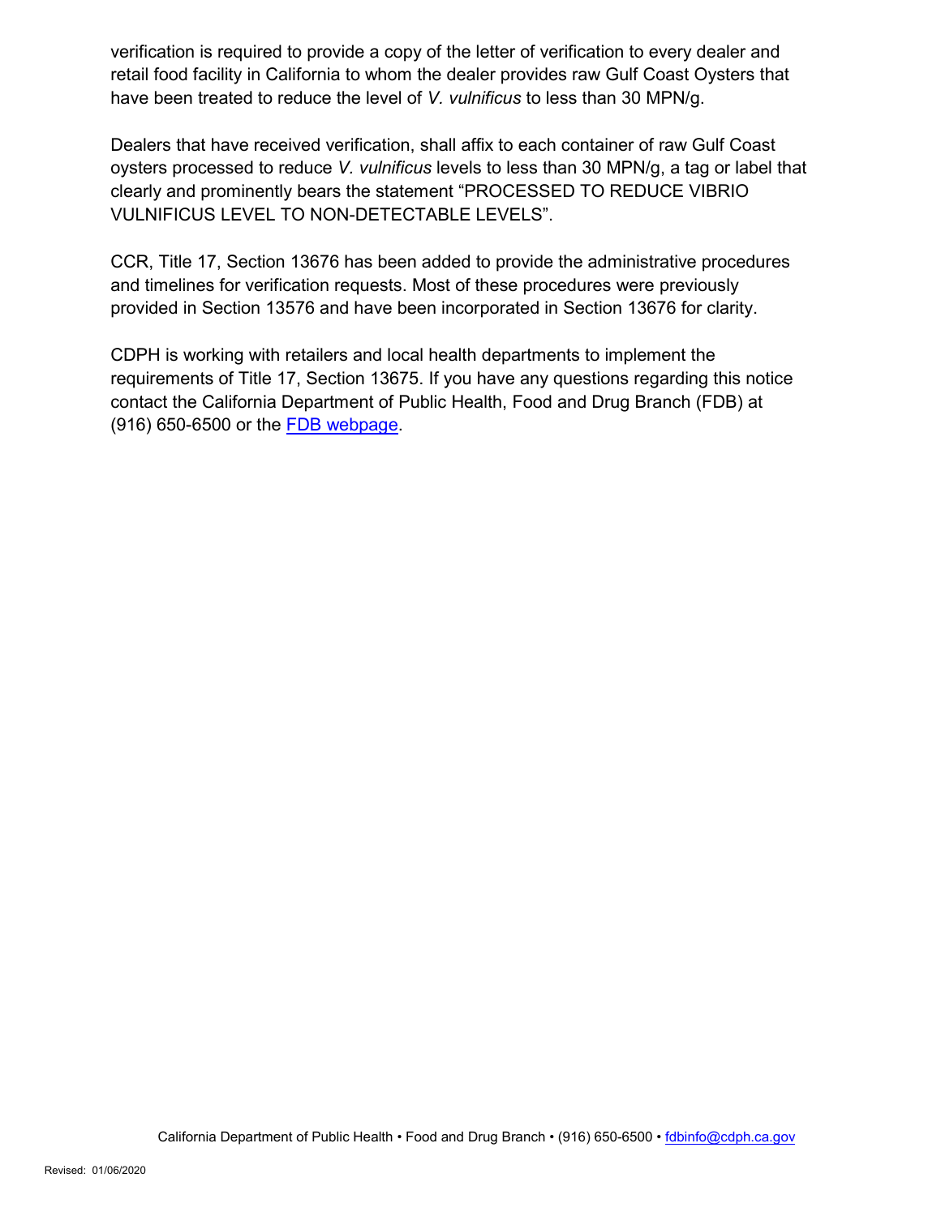verification is required to provide a copy of the letter of verification to every dealer and retail food facility in California to whom the dealer provides raw Gulf Coast Oysters that have been treated to reduce the level of *V. vulnificus* to less than 30 MPN/g.

Dealers that have received verification, shall affix to each container of raw Gulf Coast oysters processed to reduce *V. vulnificus* levels to less than 30 MPN/g, a tag or label that clearly and prominently bears the statement "PROCESSED TO REDUCE VIBRIO VULNIFICUS LEVEL TO NON-DETECTABLE LEVELS".

CCR, Title 17, Section 13676 has been added to provide the administrative procedures and timelines for verification requests. Most of these procedures were previously provided in Section 13576 and have been incorporated in Section 13676 for clarity.

CDPH is working with retailers and local health departments to implement the requirements of Title 17, Section 13675. If you have any questions regarding this notice contact the California Department of Public Health, Food and Drug Branch (FDB) at (916) 650-6500 or the [FDB webpage](#).